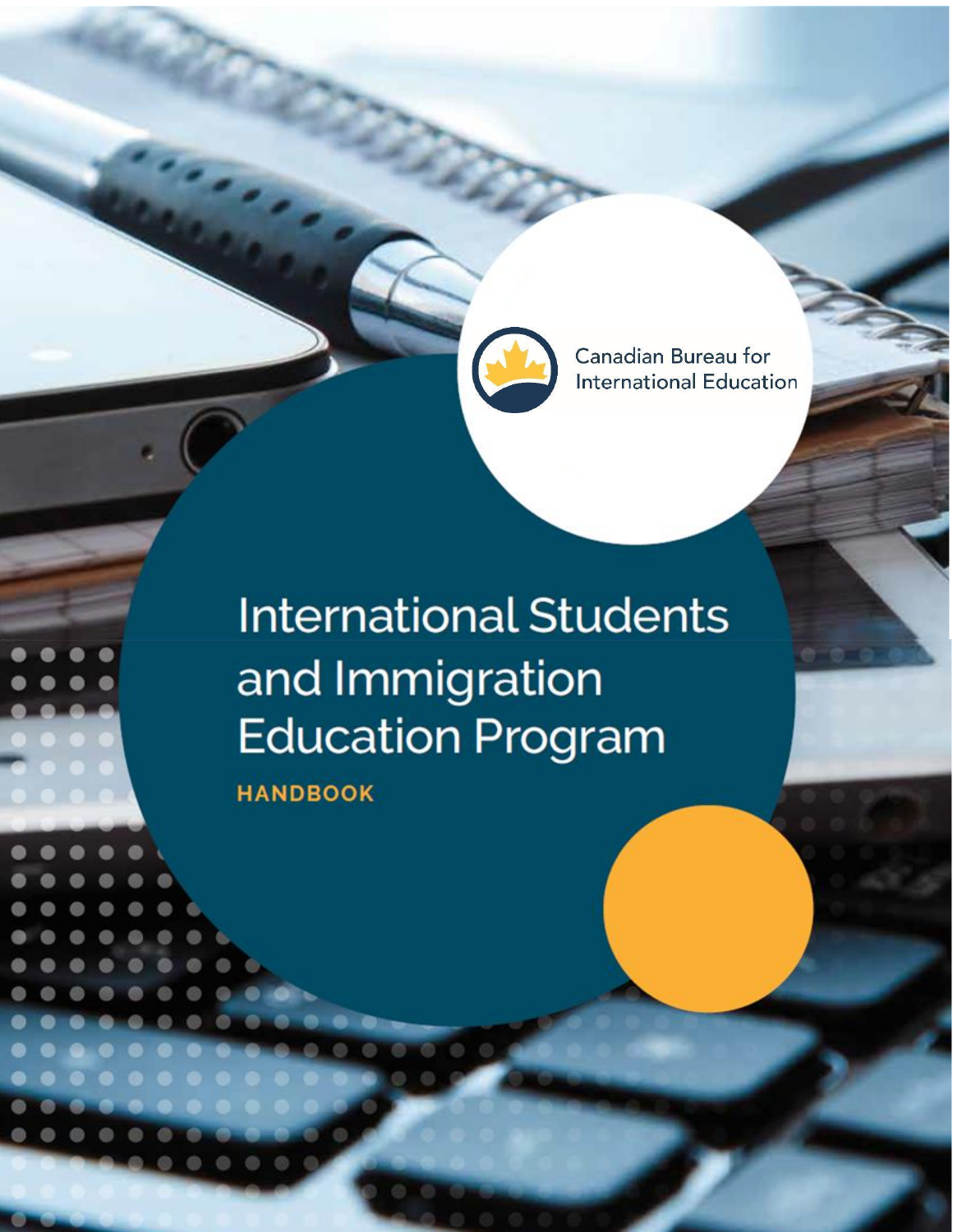Canadian Bureau for International Education

# International Students and Immigration Education Program

**HANDBOOK**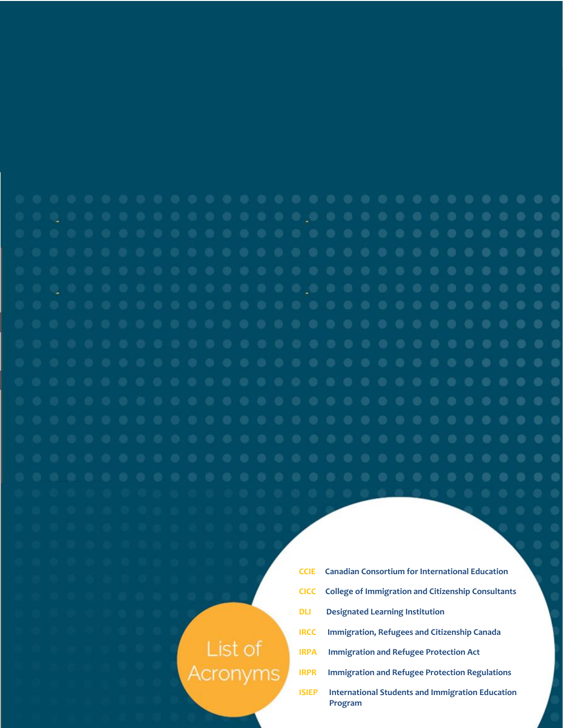# List of Acronyms

| | |
|---|---|
| CCIE | Canadian Consortium for International Education |
| CICC | College of Immigration and Citizenship Consultants |
| DLI | Designated Learning Institution |
| IRCC | Immigration, Refugees and Citizenship Canada |
| IRPA | Immigration and Refugee Protection Act |
| IRPR | Immigration and Refugee Protection Regulations |
| ISIEP | International Students and Immigration Education Program |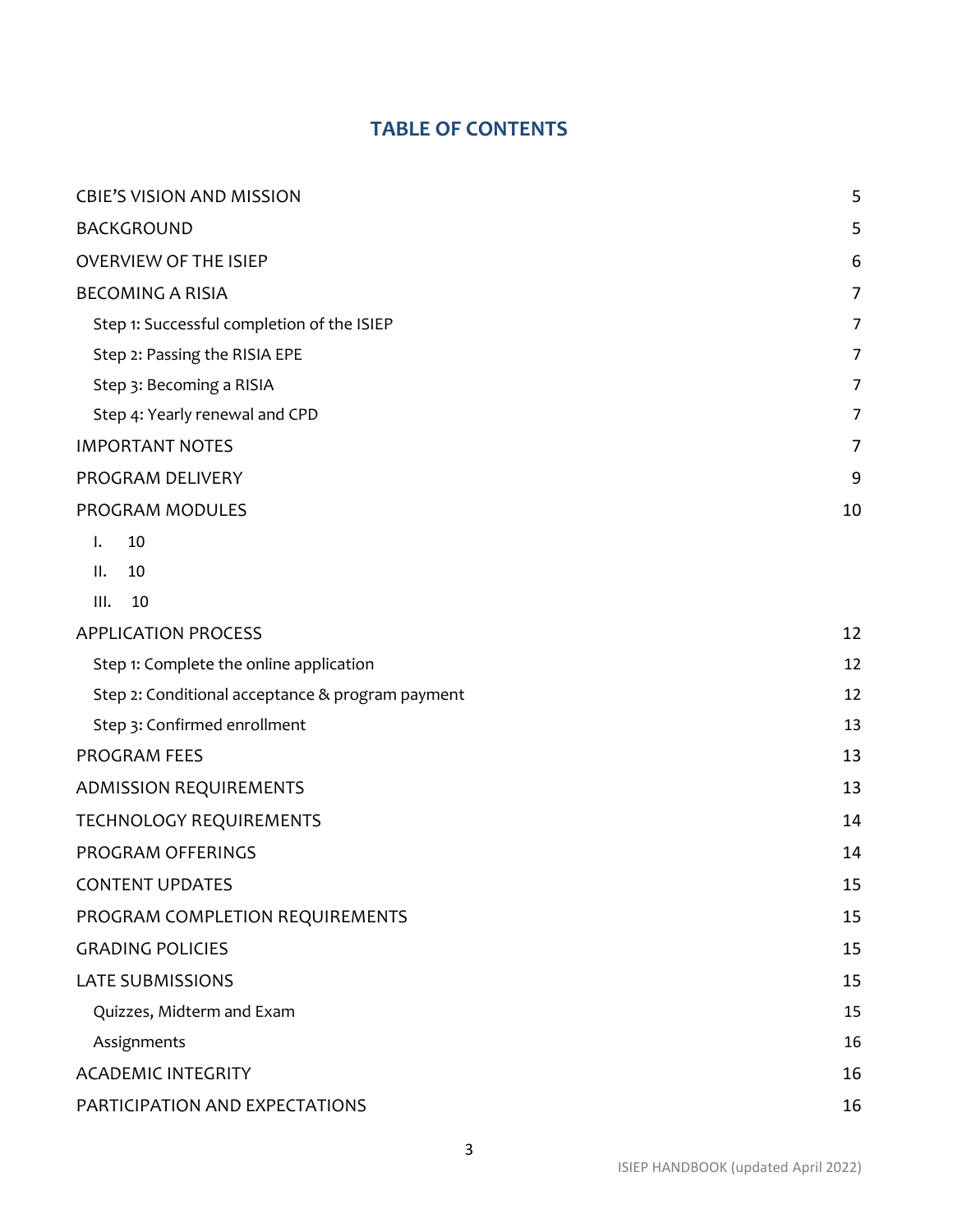# TABLE OF CONTENTS

| | |
|---|---|
| CBIE'S VISION AND MISSION | 5 |
| BACKGROUND | 5 |
| OVERVIEW OF THE ISIEP | 6 |
| BECOMING A RISIA | 7 |
| Step 1: Successful completion of the ISIEP | 7 |
| Step 2: Passing the RISIA EPE | 7 |
| Step 3: Becoming a RISIA | 7 |
| Step 4: Yearly renewal and CPD | 7 |
| IMPORTANT NOTES | 7 |
| PROGRAM DELIVERY | 9 |
| PROGRAM MODULES | 10 |
| I. 10 | |
| II. 10 | |
| III. 10 | |
| APPLICATION PROCESS | 12 |
| Step 1: Complete the online application | 12 |
| Step 2: Conditional acceptance & program payment | 12 |
| Step 3: Confirmed enrollment | 13 |
| PROGRAM FEES | 13 |
| ADMISSION REQUIREMENTS | 13 |
| TECHNOLOGY REQUIREMENTS | 14 |
| PROGRAM OFFERINGS | 14 |
| CONTENT UPDATES | 15 |
| PROGRAM COMPLETION REQUIREMENTS | 15 |
| GRADING POLICIES | 15 |
| LATE SUBMISSIONS | 15 |
| Quizzes, Midterm and Exam | 15 |
| Assignments | 16 |
| ACADEMIC INTEGRITY | 16 |
| PARTICIPATION AND EXPECTATIONS | 16 |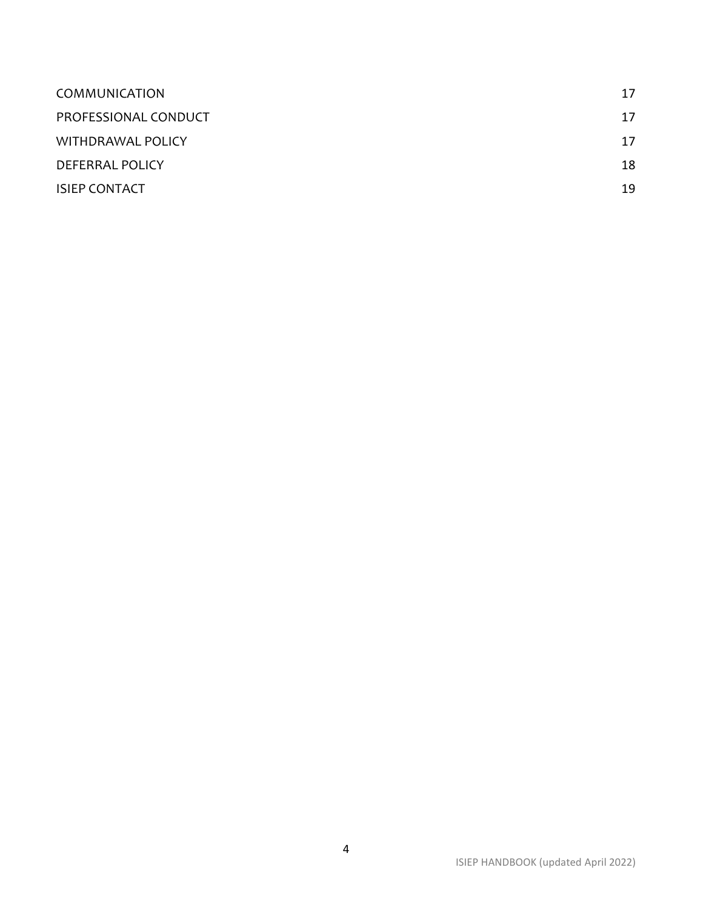| | |
|---|---|
| COMMUNICATION | 17 |
| PROFESSIONAL CONDUCT | 17 |
| WITHDRAWAL POLICY | 17 |
| DEFERRAL POLICY | 18 |
| ISIEP CONTACT | 19 |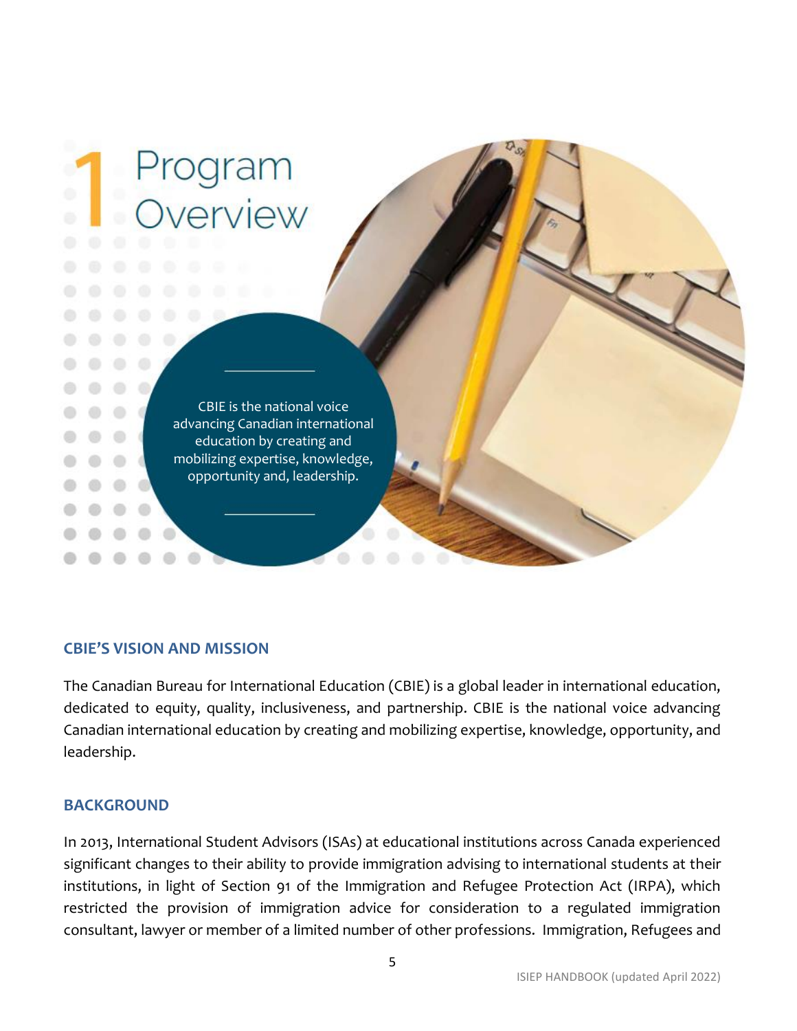# 1 Program Overview

CBIE is the national voice advancing Canadian international education by creating and mobilizing expertise, knowledge, opportunity and, leadership.

## CBIE'S VISION AND MISSION

The Canadian Bureau for International Education (CBIE) is a global leader in international education, dedicated to equity, quality, inclusiveness, and partnership. CBIE is the national voice advancing Canadian international education by creating and mobilizing expertise, knowledge, opportunity, and leadership.

## BACKGROUND

In 2013, International Student Advisors (ISAs) at educational institutions across Canada experienced significant changes to their ability to provide immigration advising to international students at their institutions, in light of Section 91 of the Immigration and Refugee Protection Act (IRPA), which restricted the provision of immigration advice for consideration to a regulated immigration consultant, lawyer or member of a limited number of other professions. Immigration, Refugees and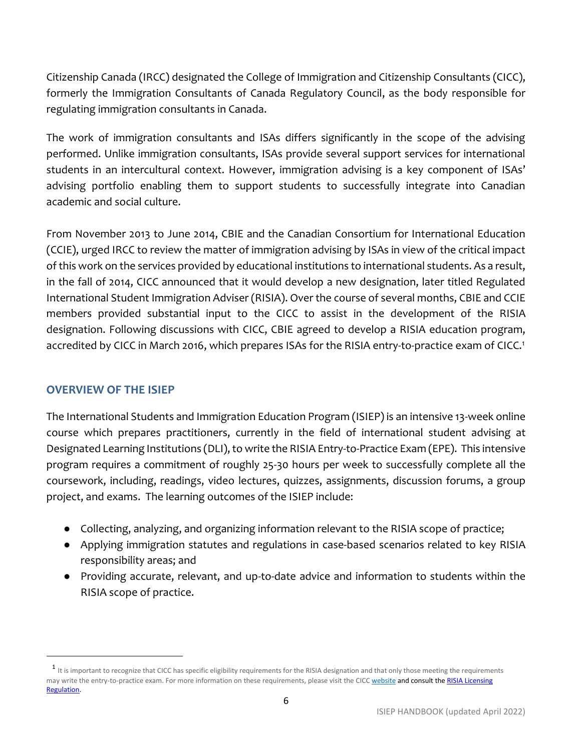Citizenship Canada (IRCC) designated the College of Immigration and Citizenship Consultants (CICC), formerly the Immigration Consultants of Canada Regulatory Council, as the body responsible for regulating immigration consultants in Canada.

The work of immigration consultants and ISAs differs significantly in the scope of the advising performed. Unlike immigration consultants, ISAs provide several support services for international students in an intercultural context. However, immigration advising is a key component of ISAs' advising portfolio enabling them to support students to successfully integrate into Canadian academic and social culture.

From November 2013 to June 2014, CBIE and the Canadian Consortium for International Education (CCIE), urged IRCC to review the matter of immigration advising by ISAs in view of the critical impact of this work on the services provided by educational institutions to international students. As a result, in the fall of 2014, CICC announced that it would develop a new designation, later titled Regulated International Student Immigration Adviser (RISIA). Over the course of several months, CBIE and CCIE members provided substantial input to the CICC to assist in the development of the RISIA designation. Following discussions with CICC, CBIE agreed to develop a RISIA education program, accredited by CICC in March 2016, which prepares ISAs for the RISIA entry-to-practice exam of CICC.[1]

## OVERVIEW OF THE ISIEP

The International Students and Immigration Education Program (ISIEP) is an intensive 13-week online course which prepares practitioners, currently in the field of international student advising at Designated Learning Institutions (DLI), to write the RISIA Entry-to-Practice Exam (EPE). This intensive program requires a commitment of roughly 25-30 hours per week to successfully complete all the coursework, including, readings, video lectures, quizzes, assignments, discussion forums, a group project, and exams. The learning outcomes of the ISIEP include:

- Collecting, analyzing, and organizing information relevant to the RISIA scope of practice;
- Applying immigration statutes and regulations in case-based scenarios related to key RISIA responsibility areas; and
- Providing accurate, relevant, and up-to-date advice and information to students within the RISIA scope of practice.

---

[1] It is important to recognize that CICC has specific eligibility requirements for the RISIA designation and that only those meeting the requirements may write the entry-to-practice exam. For more information on these requirements, please visit the CICC website and consult the RISIA Licensing Regulation.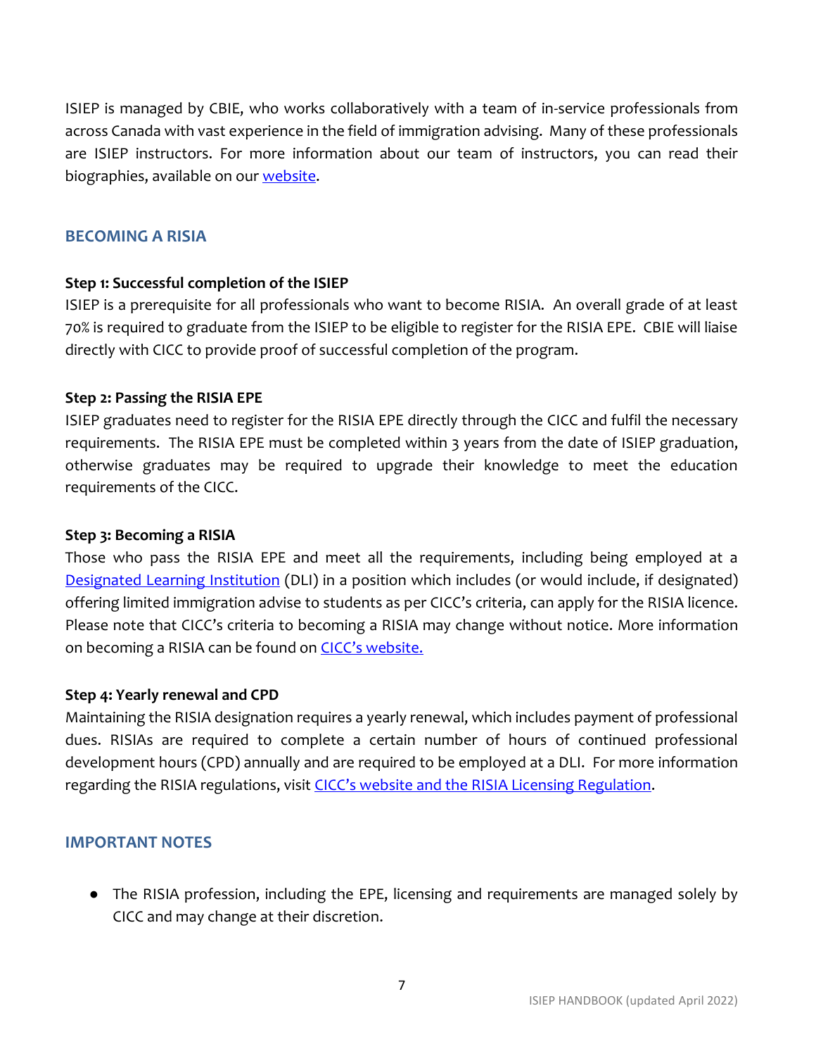ISIEP is managed by CBIE, who works collaboratively with a team of in-service professionals from across Canada with vast experience in the field of immigration advising. Many of these professionals are ISIEP instructors. For more information about our team of instructors, you can read their biographies, available on our [website](website).

## BECOMING A RISIA

**Step 1: Successful completion of the ISIEP**

ISIEP is a prerequisite for all professionals who want to become RISIA. An overall grade of at least 70% is required to graduate from the ISIEP to be eligible to register for the RISIA EPE. CBIE will liaise directly with CICC to provide proof of successful completion of the program.

**Step 2: Passing the RISIA EPE**

ISIEP graduates need to register for the RISIA EPE directly through the CICC and fulfil the necessary requirements. The RISIA EPE must be completed within 3 years from the date of ISIEP graduation, otherwise graduates may be required to upgrade their knowledge to meet the education requirements of the CICC.

**Step 3: Becoming a RISIA**

Those who pass the RISIA EPE and meet all the requirements, including being employed at a [Designated Learning Institution](Designated Learning Institution) (DLI) in a position which includes (or would include, if designated) offering limited immigration advise to students as per CICC's criteria, can apply for the RISIA licence. Please note that CICC's criteria to becoming a RISIA may change without notice. More information on becoming a RISIA can be found on [CICC's website.](CICC's website.)

**Step 4: Yearly renewal and CPD**

Maintaining the RISIA designation requires a yearly renewal, which includes payment of professional dues. RISIAs are required to complete a certain number of hours of continued professional development hours (CPD) annually and are required to be employed at a DLI. For more information regarding the RISIA regulations, visit [CICC's website and the RISIA Licensing Regulation](CICC's website and the RISIA Licensing Regulation).

## IMPORTANT NOTES

- The RISIA profession, including the EPE, licensing and requirements are managed solely by CICC and may change at their discretion.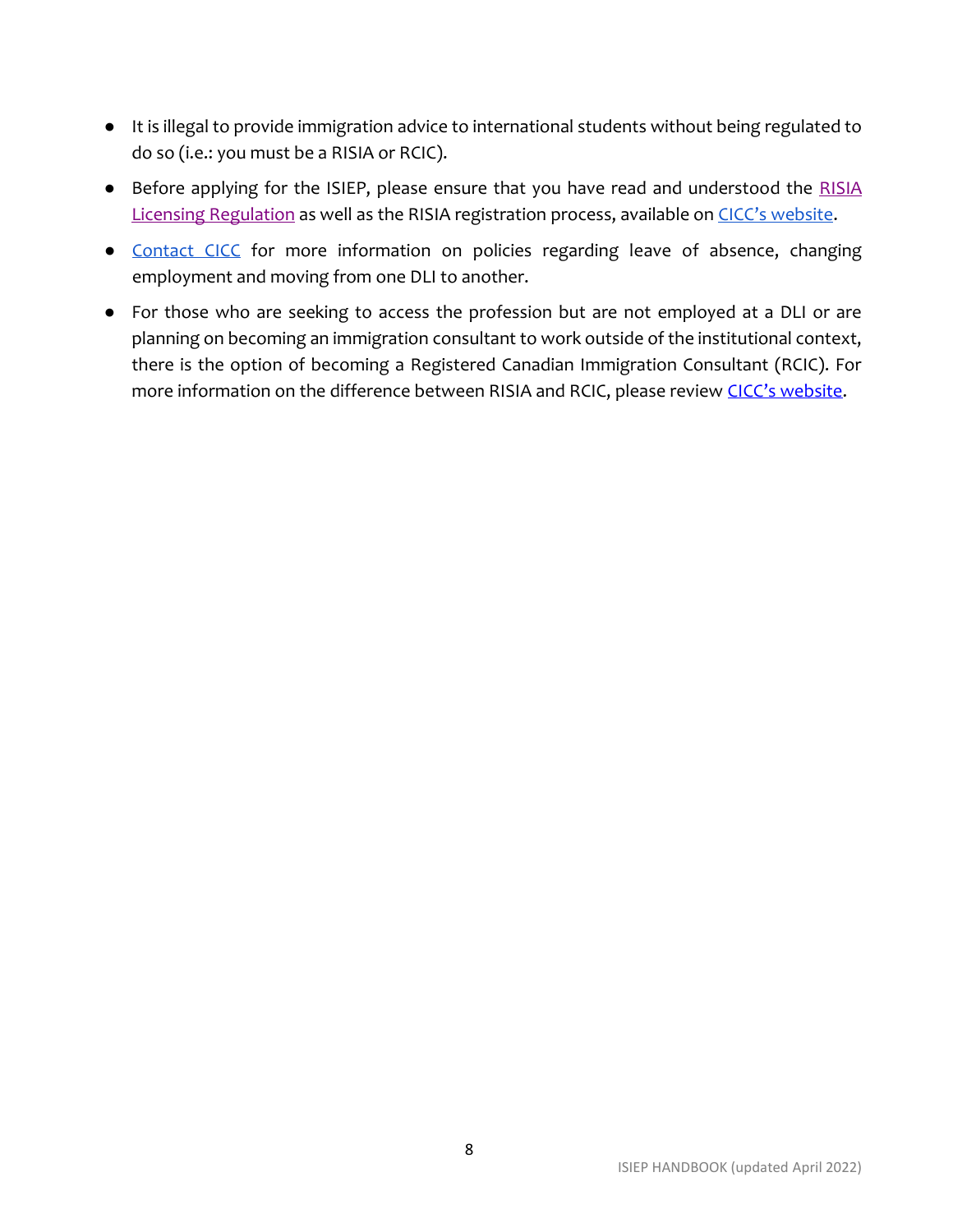- It is illegal to provide immigration advice to international students without being regulated to do so (i.e.: you must be a RISIA or RCIC).
- Before applying for the ISIEP, please ensure that you have read and understood the RISIA Licensing Regulation as well as the RISIA registration process, available on CICC's website.
- Contact CICC for more information on policies regarding leave of absence, changing employment and moving from one DLI to another.
- For those who are seeking to access the profession but are not employed at a DLI or are planning on becoming an immigration consultant to work outside of the institutional context, there is the option of becoming a Registered Canadian Immigration Consultant (RCIC). For more information on the difference between RISIA and RCIC, please review CICC's website.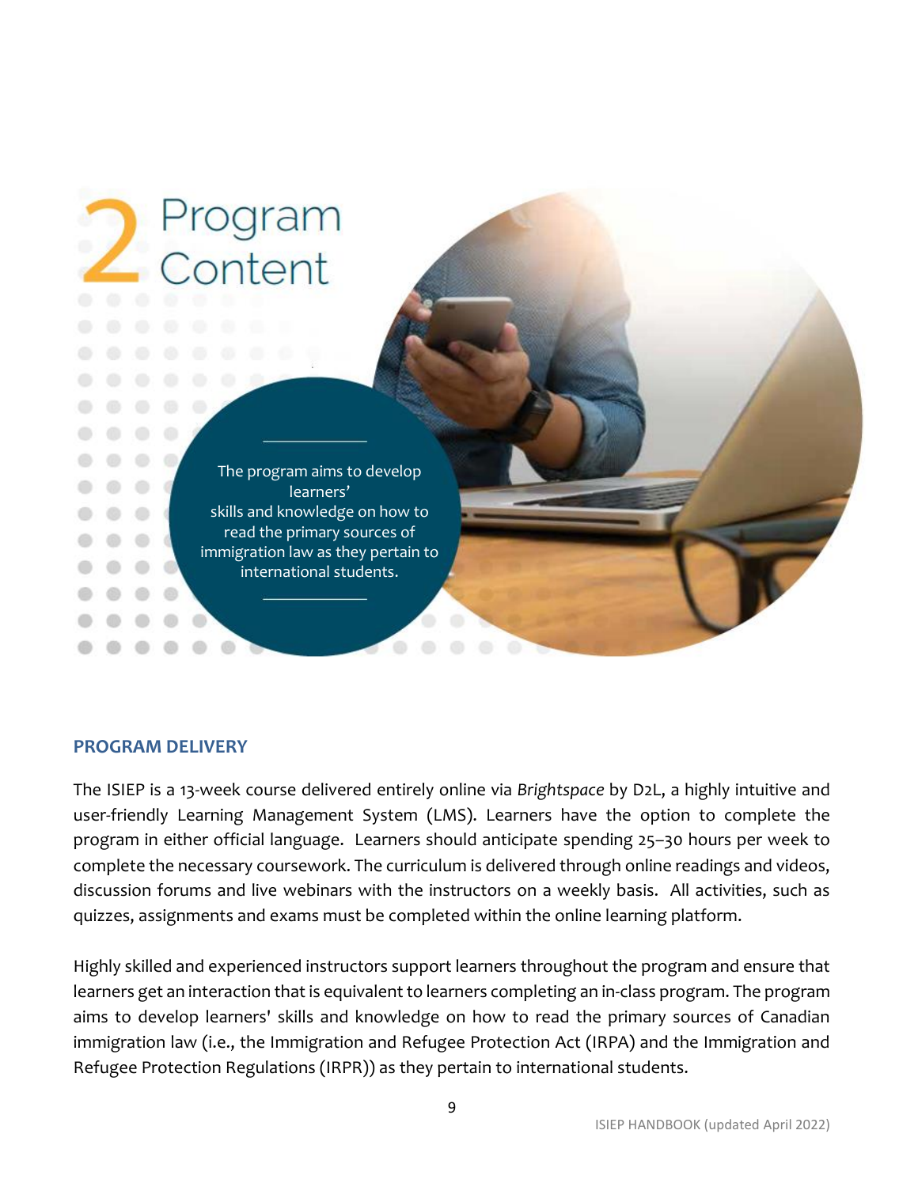# 2 Program Content

> The program aims to develop learners' skills and knowledge on how to read the primary sources of immigration law as they pertain to international students.

## PROGRAM DELIVERY

The ISIEP is a 13-week course delivered entirely online via *Brightspace* by D2L, a highly intuitive and user-friendly Learning Management System (LMS). Learners have the option to complete the program in either official language. Learners should anticipate spending 25–30 hours per week to complete the necessary coursework. The curriculum is delivered through online readings and videos, discussion forums and live webinars with the instructors on a weekly basis. All activities, such as quizzes, assignments and exams must be completed within the online learning platform.

Highly skilled and experienced instructors support learners throughout the program and ensure that learners get an interaction that is equivalent to learners completing an in-class program. The program aims to develop learners' skills and knowledge on how to read the primary sources of Canadian immigration law (i.e., the Immigration and Refugee Protection Act (IRPA) and the Immigration and Refugee Protection Regulations (IRPR)) as they pertain to international students.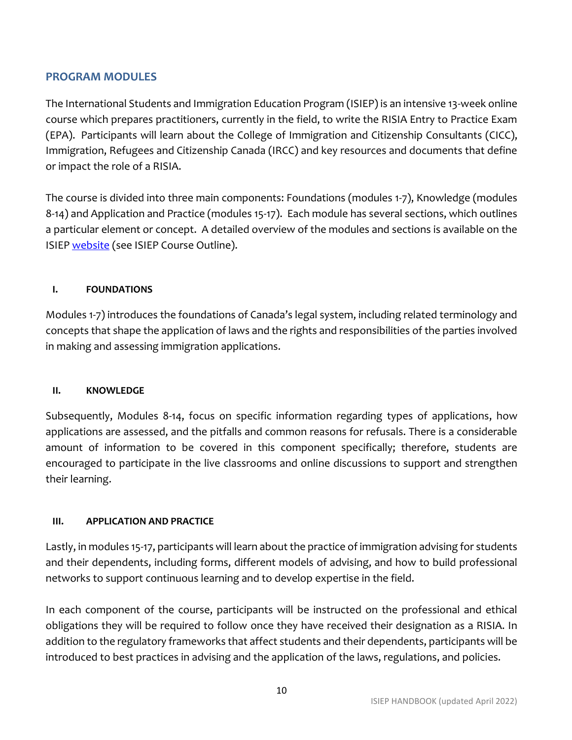## PROGRAM MODULES

The International Students and Immigration Education Program (ISIEP) is an intensive 13-week online course which prepares practitioners, currently in the field, to write the RISIA Entry to Practice Exam (EPA). Participants will learn about the College of Immigration and Citizenship Consultants (CICC), Immigration, Refugees and Citizenship Canada (IRCC) and key resources and documents that define or impact the role of a RISIA.

The course is divided into three main components: Foundations (modules 1-7), Knowledge (modules 8-14) and Application and Practice (modules 15-17). Each module has several sections, which outlines a particular element or concept. A detailed overview of the modules and sections is available on the ISIEP website (see ISIEP Course Outline).

### I. FOUNDATIONS

Modules 1-7) introduces the foundations of Canada's legal system, including related terminology and concepts that shape the application of laws and the rights and responsibilities of the parties involved in making and assessing immigration applications.

### II. KNOWLEDGE

Subsequently, Modules 8-14, focus on specific information regarding types of applications, how applications are assessed, and the pitfalls and common reasons for refusals. There is a considerable amount of information to be covered in this component specifically; therefore, students are encouraged to participate in the live classrooms and online discussions to support and strengthen their learning.

### III. APPLICATION AND PRACTICE

Lastly, in modules 15-17, participants will learn about the practice of immigration advising for students and their dependents, including forms, different models of advising, and how to build professional networks to support continuous learning and to develop expertise in the field.

In each component of the course, participants will be instructed on the professional and ethical obligations they will be required to follow once they have received their designation as a RISIA. In addition to the regulatory frameworks that affect students and their dependents, participants will be introduced to best practices in advising and the application of the laws, regulations, and policies.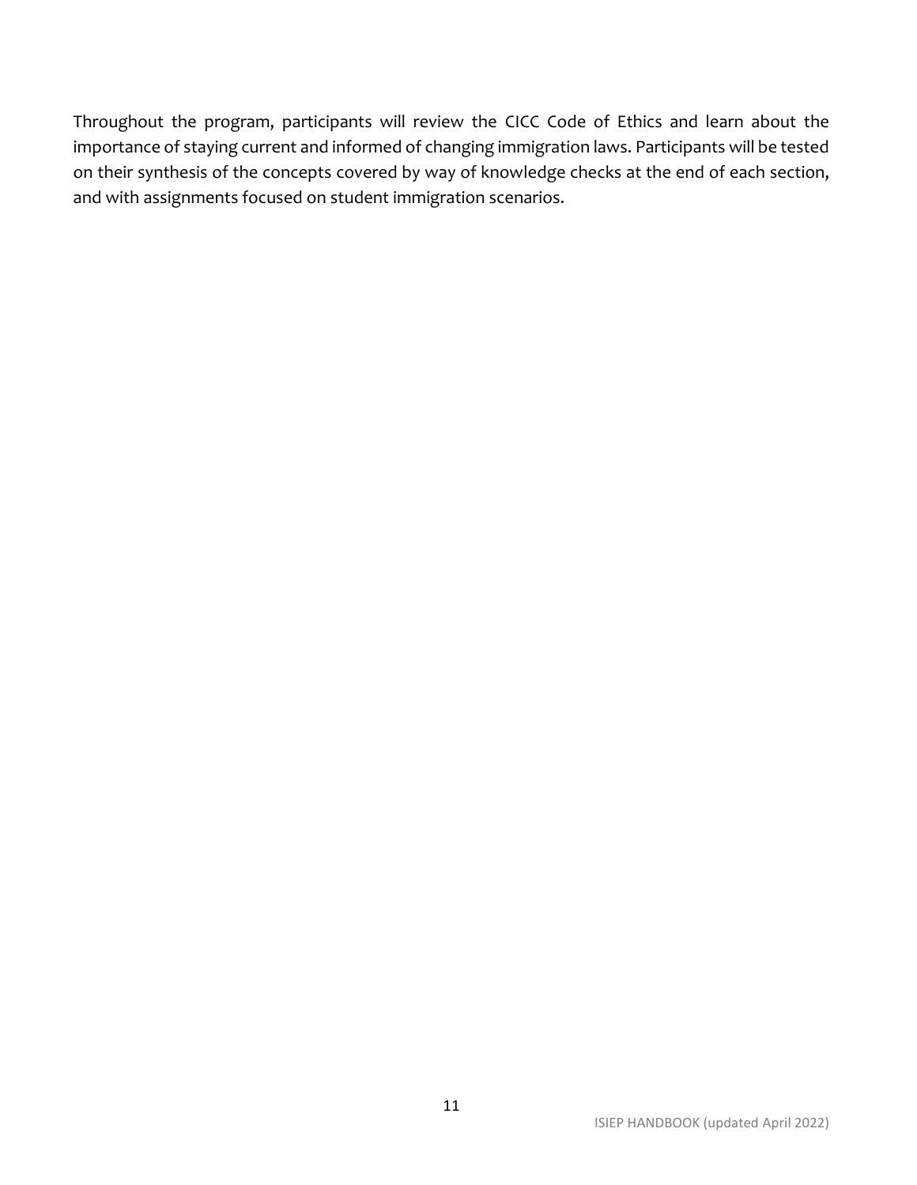Throughout the program, participants will review the CICC Code of Ethics and learn about the importance of staying current and informed of changing immigration laws. Participants will be tested on their synthesis of the concepts covered by way of knowledge checks at the end of each section, and with assignments focused on student immigration scenarios.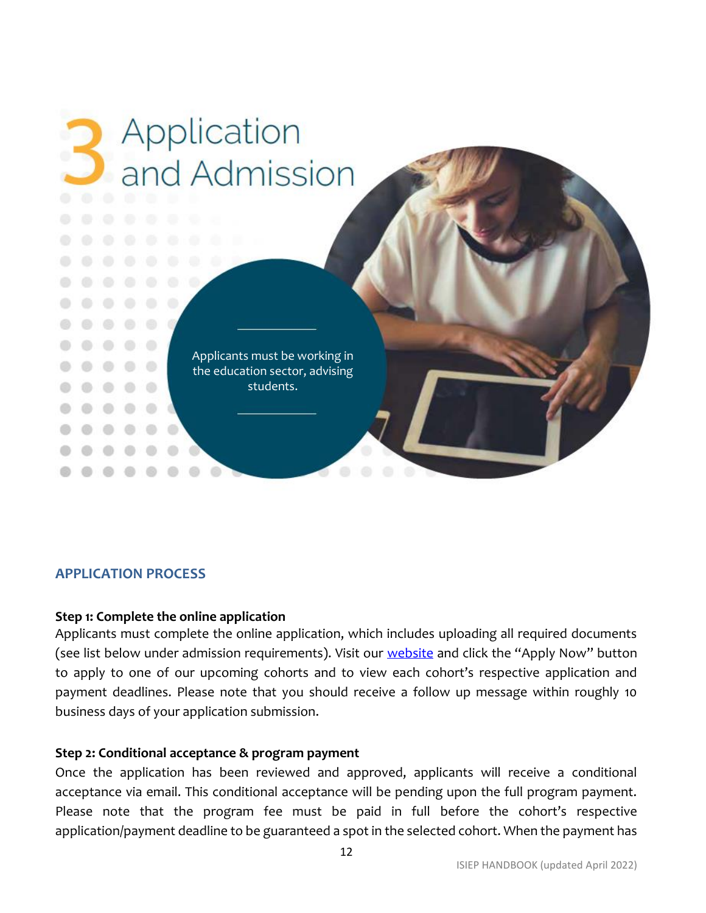# 3 Application and Admission

Applicants must be working in the education sector, advising students.

## APPLICATION PROCESS

**Step 1: Complete the online application**

Applicants must complete the online application, which includes uploading all required documents (see list below under admission requirements). Visit our website and click the "Apply Now" button to apply to one of our upcoming cohorts and to view each cohort's respective application and payment deadlines. Please note that you should receive a follow up message within roughly 10 business days of your application submission.

**Step 2: Conditional acceptance & program payment**

Once the application has been reviewed and approved, applicants will receive a conditional acceptance via email. This conditional acceptance will be pending upon the full program payment. Please note that the program fee must be paid in full before the cohort's respective application/payment deadline to be guaranteed a spot in the selected cohort. When the payment has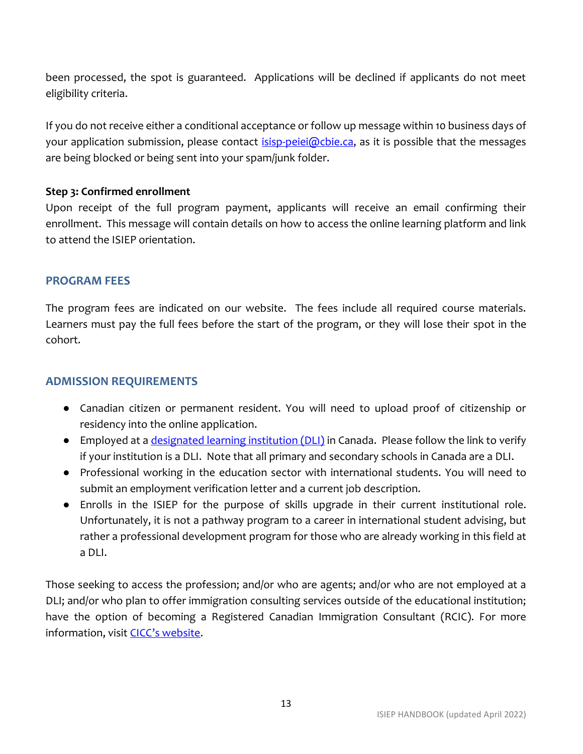been processed, the spot is guaranteed. Applications will be declined if applicants do not meet eligibility criteria.

If you do not receive either a conditional acceptance or follow up message within 10 business days of your application submission, please contact [isisp-peiei@cbie.ca](mailto:isisp-peiei@cbie.ca), as it is possible that the messages are being blocked or being sent into your spam/junk folder.

**Step 3: Confirmed enrollment**

Upon receipt of the full program payment, applicants will receive an email confirming their enrollment. This message will contain details on how to access the online learning platform and link to attend the ISIEP orientation.

## PROGRAM FEES

The program fees are indicated on our website. The fees include all required course materials. Learners must pay the full fees before the start of the program, or they will lose their spot in the cohort.

## ADMISSION REQUIREMENTS

- Canadian citizen or permanent resident. You will need to upload proof of citizenship or residency into the online application.
- Employed at a designated learning institution (DLI) in Canada. Please follow the link to verify if your institution is a DLI. Note that all primary and secondary schools in Canada are a DLI.
- Professional working in the education sector with international students. You will need to submit an employment verification letter and a current job description.
- Enrolls in the ISIEP for the purpose of skills upgrade in their current institutional role. Unfortunately, it is not a pathway program to a career in international student advising, but rather a professional development program for those who are already working in this field at a DLI.

Those seeking to access the profession; and/or who are agents; and/or who are not employed at a DLI; and/or who plan to offer immigration consulting services outside of the educational institution; have the option of becoming a Registered Canadian Immigration Consultant (RCIC). For more information, visit CICC's website.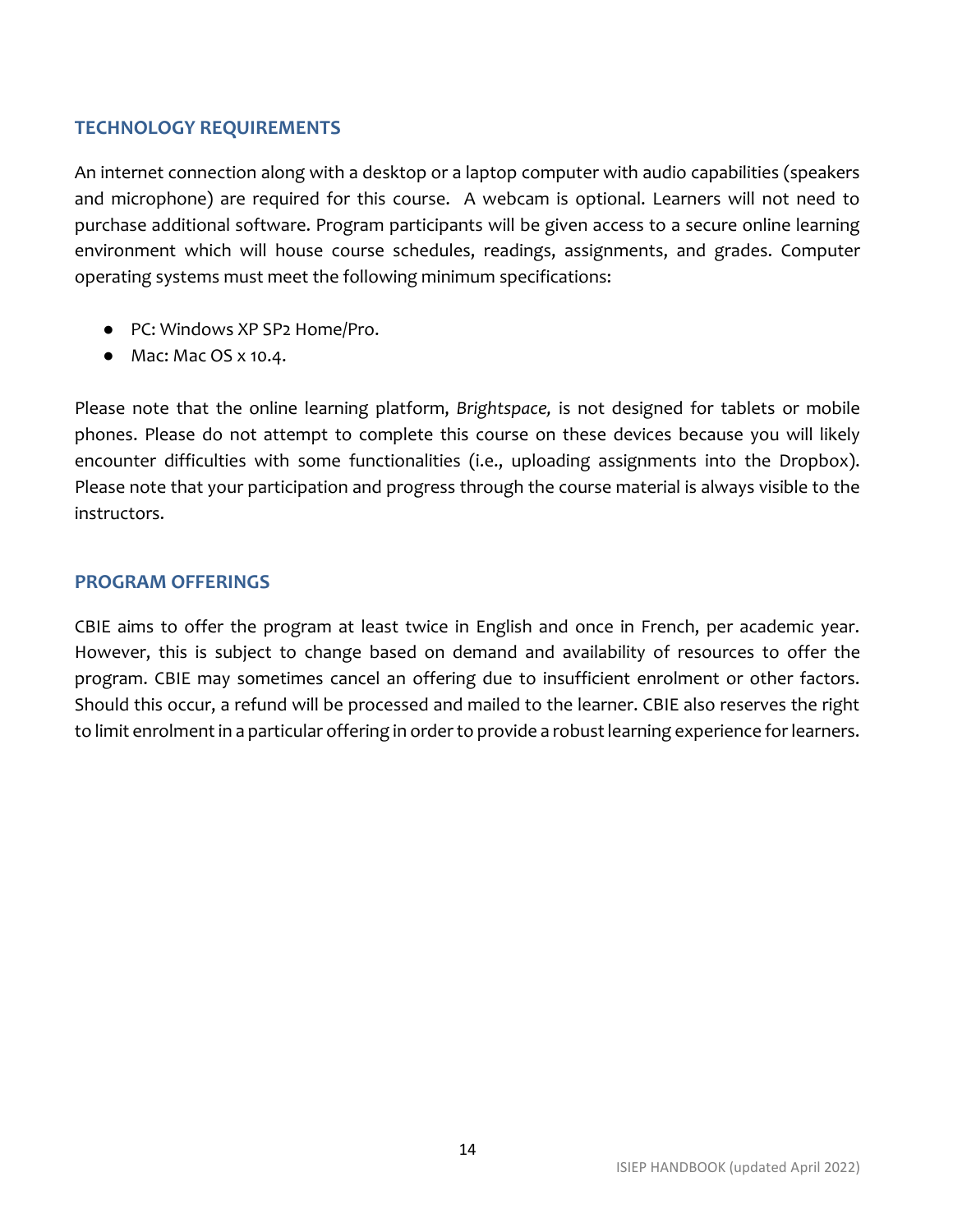## TECHNOLOGY REQUIREMENTS

An internet connection along with a desktop or a laptop computer with audio capabilities (speakers and microphone) are required for this course. A webcam is optional. Learners will not need to purchase additional software. Program participants will be given access to a secure online learning environment which will house course schedules, readings, assignments, and grades. Computer operating systems must meet the following minimum specifications:

- PC: Windows XP SP2 Home/Pro.
- Mac: Mac OS x 10.4.

Please note that the online learning platform, *Brightspace,* is not designed for tablets or mobile phones. Please do not attempt to complete this course on these devices because you will likely encounter difficulties with some functionalities (i.e., uploading assignments into the Dropbox). Please note that your participation and progress through the course material is always visible to the instructors.

## PROGRAM OFFERINGS

CBIE aims to offer the program at least twice in English and once in French, per academic year. However, this is subject to change based on demand and availability of resources to offer the program. CBIE may sometimes cancel an offering due to insufficient enrolment or other factors. Should this occur, a refund will be processed and mailed to the learner. CBIE also reserves the right to limit enrolment in a particular offering in order to provide a robust learning experience for learners.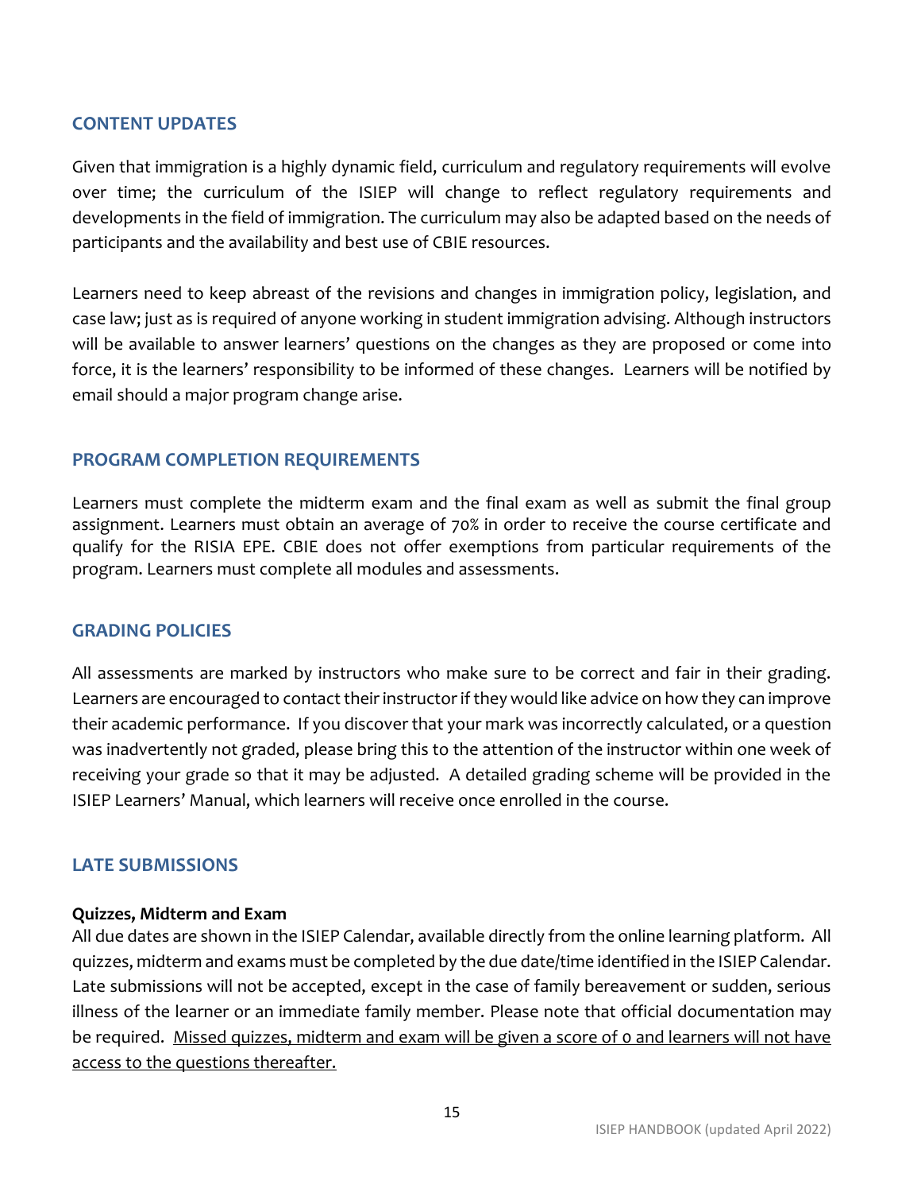## CONTENT UPDATES

Given that immigration is a highly dynamic field, curriculum and regulatory requirements will evolve over time; the curriculum of the ISIEP will change to reflect regulatory requirements and developments in the field of immigration. The curriculum may also be adapted based on the needs of participants and the availability and best use of CBIE resources.

Learners need to keep abreast of the revisions and changes in immigration policy, legislation, and case law; just as is required of anyone working in student immigration advising. Although instructors will be available to answer learners' questions on the changes as they are proposed or come into force, it is the learners' responsibility to be informed of these changes. Learners will be notified by email should a major program change arise.

## PROGRAM COMPLETION REQUIREMENTS

Learners must complete the midterm exam and the final exam as well as submit the final group assignment. Learners must obtain an average of 70% in order to receive the course certificate and qualify for the RISIA EPE. CBIE does not offer exemptions from particular requirements of the program. Learners must complete all modules and assessments.

## GRADING POLICIES

All assessments are marked by instructors who make sure to be correct and fair in their grading. Learners are encouraged to contact their instructor if they would like advice on how they can improve their academic performance. If you discover that your mark was incorrectly calculated, or a question was inadvertently not graded, please bring this to the attention of the instructor within one week of receiving your grade so that it may be adjusted. A detailed grading scheme will be provided in the ISIEP Learners' Manual, which learners will receive once enrolled in the course.

## LATE SUBMISSIONS

**Quizzes, Midterm and Exam**

All due dates are shown in the ISIEP Calendar, available directly from the online learning platform. All quizzes, midterm and exams must be completed by the due date/time identified in the ISIEP Calendar. Late submissions will not be accepted, except in the case of family bereavement or sudden, serious illness of the learner or an immediate family member. Please note that official documentation may be required. <u>Missed quizzes, midterm and exam will be given a score of 0 and learners will not have access to the questions thereafter.</u>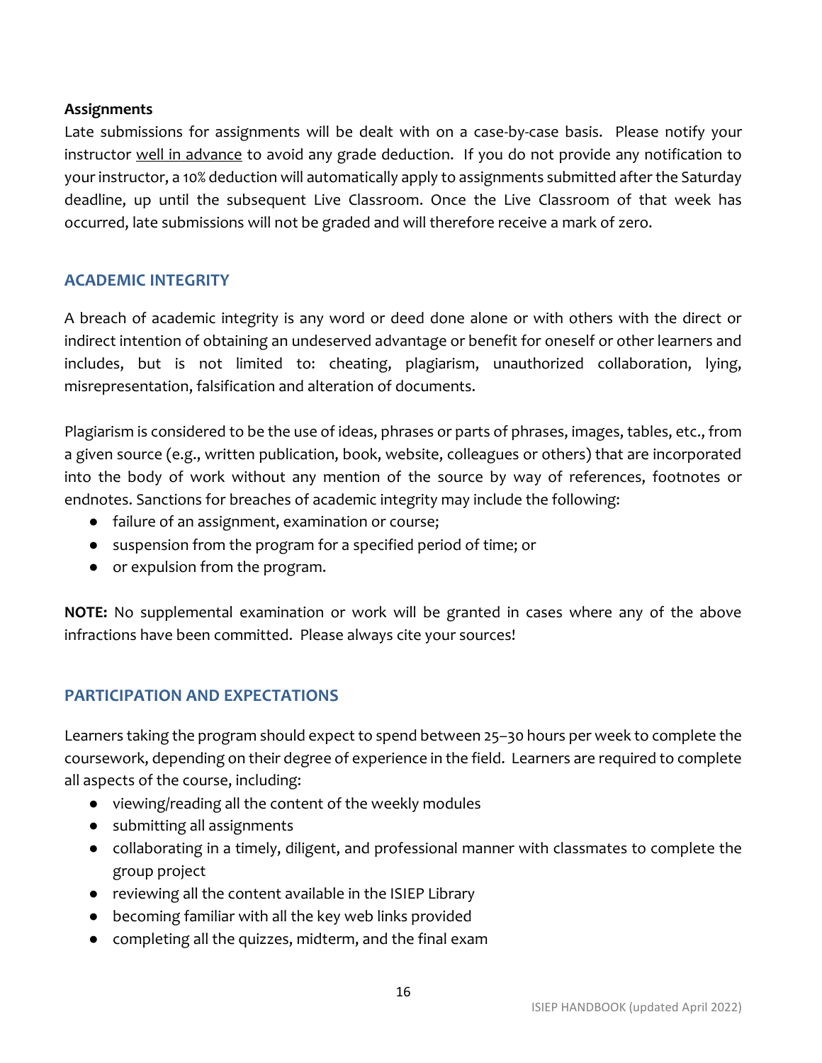**Assignments**

Late submissions for assignments will be dealt with on a case-by-case basis. Please notify your instructor <u>well in advance</u> to avoid any grade deduction. If you do not provide any notification to your instructor, a 10% deduction will automatically apply to assignments submitted after the Saturday deadline, up until the subsequent Live Classroom. Once the Live Classroom of that week has occurred, late submissions will not be graded and will therefore receive a mark of zero.

## ACADEMIC INTEGRITY

A breach of academic integrity is any word or deed done alone or with others with the direct or indirect intention of obtaining an undeserved advantage or benefit for oneself or other learners and includes, but is not limited to: cheating, plagiarism, unauthorized collaboration, lying, misrepresentation, falsification and alteration of documents.

Plagiarism is considered to be the use of ideas, phrases or parts of phrases, images, tables, etc., from a given source (e.g., written publication, book, website, colleagues or others) that are incorporated into the body of work without any mention of the source by way of references, footnotes or endnotes. Sanctions for breaches of academic integrity may include the following:

- failure of an assignment, examination or course;
- suspension from the program for a specified period of time; or
- or expulsion from the program.

**NOTE:** No supplemental examination or work will be granted in cases where any of the above infractions have been committed. Please always cite your sources!

## PARTICIPATION AND EXPECTATIONS

Learners taking the program should expect to spend between 25–30 hours per week to complete the coursework, depending on their degree of experience in the field. Learners are required to complete all aspects of the course, including:

- viewing/reading all the content of the weekly modules
- submitting all assignments
- collaborating in a timely, diligent, and professional manner with classmates to complete the group project
- reviewing all the content available in the ISIEP Library
- becoming familiar with all the key web links provided
- completing all the quizzes, midterm, and the final exam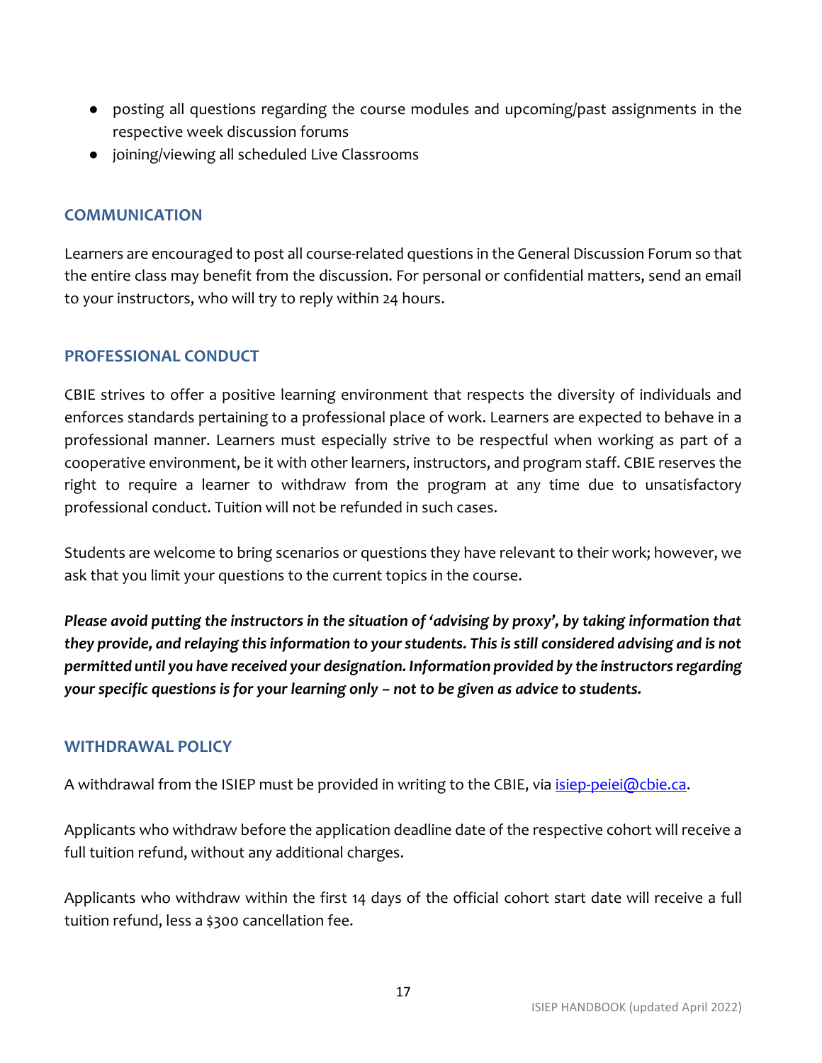- posting all questions regarding the course modules and upcoming/past assignments in the respective week discussion forums
- joining/viewing all scheduled Live Classrooms

## COMMUNICATION

Learners are encouraged to post all course-related questions in the General Discussion Forum so that the entire class may benefit from the discussion. For personal or confidential matters, send an email to your instructors, who will try to reply within 24 hours.

## PROFESSIONAL CONDUCT

CBIE strives to offer a positive learning environment that respects the diversity of individuals and enforces standards pertaining to a professional place of work. Learners are expected to behave in a professional manner. Learners must especially strive to be respectful when working as part of a cooperative environment, be it with other learners, instructors, and program staff. CBIE reserves the right to require a learner to withdraw from the program at any time due to unsatisfactory professional conduct. Tuition will not be refunded in such cases.

Students are welcome to bring scenarios or questions they have relevant to their work; however, we ask that you limit your questions to the current topics in the course.

***Please avoid putting the instructors in the situation of 'advising by proxy', by taking information that they provide, and relaying this information to your students. This is still considered advising and is not permitted until you have received your designation. Information provided by the instructors regarding your specific questions is for your learning only – not to be given as advice to students.***

## WITHDRAWAL POLICY

A withdrawal from the ISIEP must be provided in writing to the CBIE, via [isiep-peiei@cbie.ca](mailto:isiep-peiei@cbie.ca).

Applicants who withdraw before the application deadline date of the respective cohort will receive a full tuition refund, without any additional charges.

Applicants who withdraw within the first 14 days of the official cohort start date will receive a full tuition refund, less a $300 cancellation fee.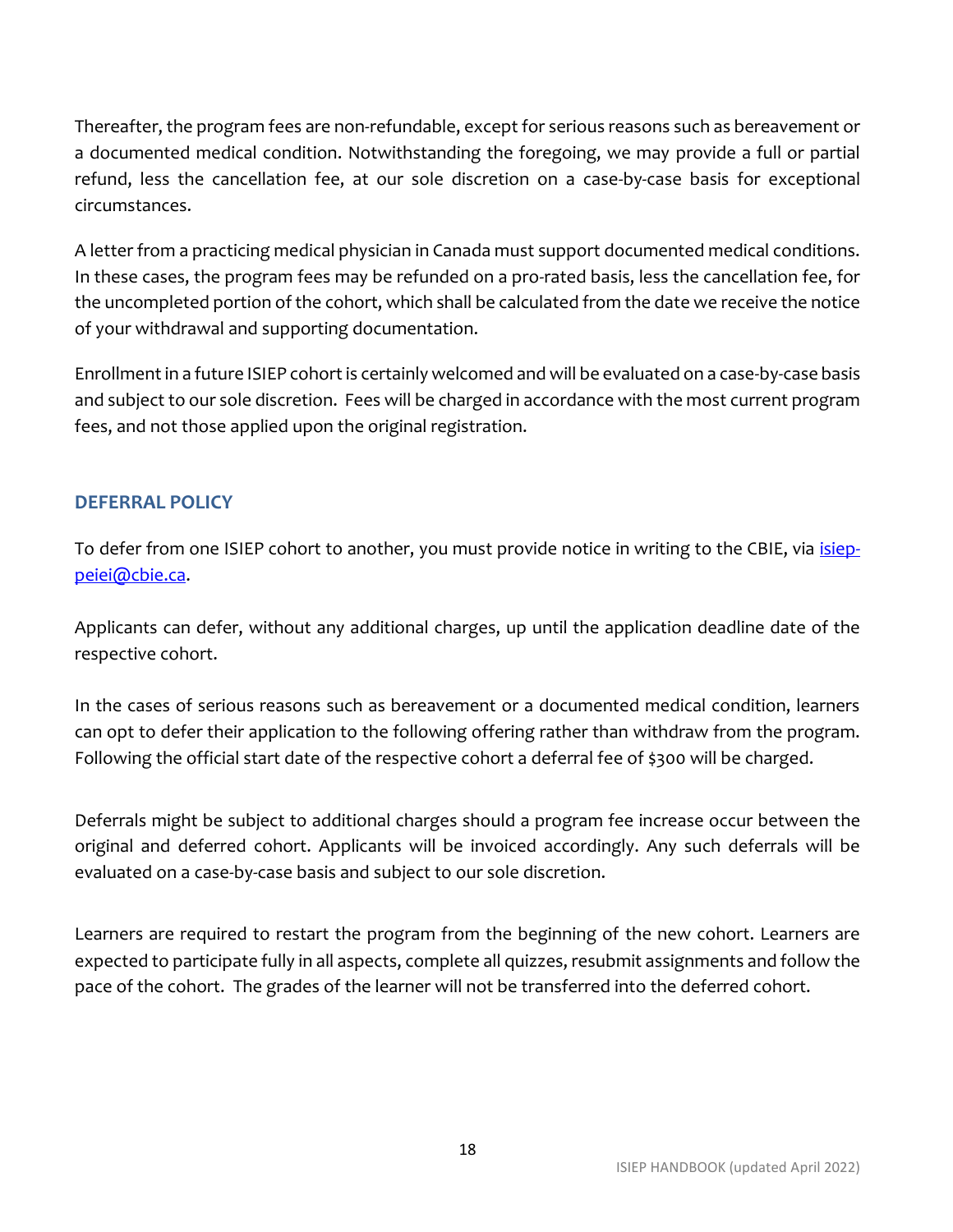Thereafter, the program fees are non-refundable, except for serious reasons such as bereavement or a documented medical condition. Notwithstanding the foregoing, we may provide a full or partial refund, less the cancellation fee, at our sole discretion on a case-by-case basis for exceptional circumstances.

A letter from a practicing medical physician in Canada must support documented medical conditions. In these cases, the program fees may be refunded on a pro-rated basis, less the cancellation fee, for the uncompleted portion of the cohort, which shall be calculated from the date we receive the notice of your withdrawal and supporting documentation.

Enrollment in a future ISIEP cohort is certainly welcomed and will be evaluated on a case-by-case basis and subject to our sole discretion. Fees will be charged in accordance with the most current program fees, and not those applied upon the original registration.

## DEFERRAL POLICY

To defer from one ISIEP cohort to another, you must provide notice in writing to the CBIE, via [isiep-peiei@cbie.ca](mailto:isiep-peiei@cbie.ca).

Applicants can defer, without any additional charges, up until the application deadline date of the respective cohort.

In the cases of serious reasons such as bereavement or a documented medical condition, learners can opt to defer their application to the following offering rather than withdraw from the program. Following the official start date of the respective cohort a deferral fee of $300 will be charged.

Deferrals might be subject to additional charges should a program fee increase occur between the original and deferred cohort. Applicants will be invoiced accordingly. Any such deferrals will be evaluated on a case-by-case basis and subject to our sole discretion.

Learners are required to restart the program from the beginning of the new cohort. Learners are expected to participate fully in all aspects, complete all quizzes, resubmit assignments and follow the pace of the cohort. The grades of the learner will not be transferred into the deferred cohort.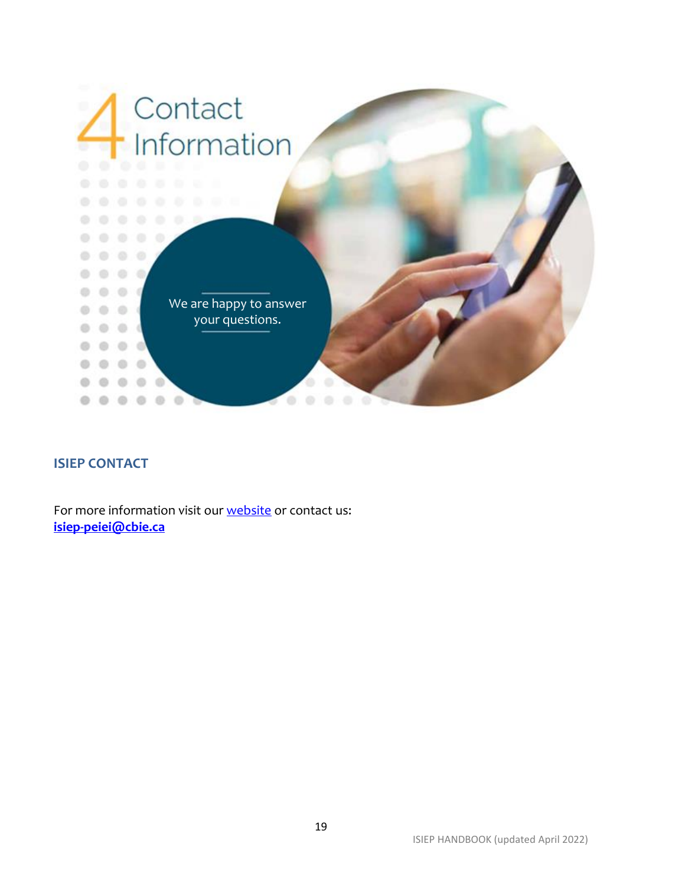# 4 Contact Information

We are happy to answer your questions.

## ISIEP CONTACT

For more information visit our website or contact us:
**isiep-peiei@cbie.ca**